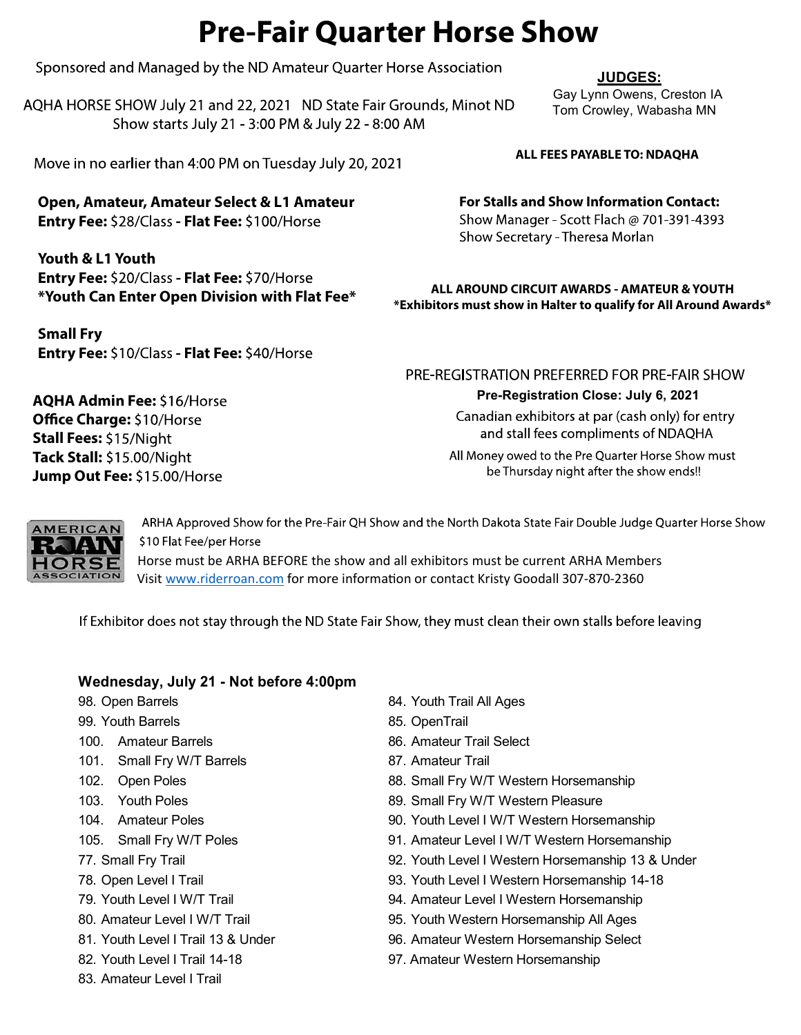# Pre-Fair Quarter Horse Show

Sponsored and Managed by the ND Amateur Quarter Horse Association

AQHA HORSE SHOW July 21 and 22, 2021 ND State Fair Grounds, Minot ND
Show starts July 21 - 3:00 PM & July 22 - 8:00 AM

Move in no earlier than 4:00 PM on Tuesday July 20, 2021

**JUDGES:**
Gay Lynn Owens, Creston IA
Tom Crowley, Wabasha MN

**ALL FEES PAYABLE TO: NDAQHA**

**Open, Amateur, Amateur Select & L1 Amateur**
**Entry Fee:** $28/Class - **Flat Fee:** $100/Horse

**Youth & L1 Youth**
**Entry Fee:** $20/Class - **Flat Fee:** $70/Horse
***Youth Can Enter Open Division with Flat Fee***

**Small Fry**
**Entry Fee:** $10/Class - **Flat Fee:** $40/Horse

**AQHA Admin Fee:** $16/Horse
**Office Charge:** $10/Horse
**Stall Fees:** $15/Night
**Tack Stall:** $15.00/Night
**Jump Out Fee:** $15.00/Horse

**For Stalls and Show Information Contact:**
Show Manager - Scott Flach @ 701-391-4393
Show Secretary - Theresa Morlan

**ALL AROUND CIRCUIT AWARDS - AMATEUR & YOUTH**
***Exhibitors must show in Halter to qualify for All Around Awards***

PRE-REGISTRATION PREFERRED FOR PRE-FAIR SHOW
**Pre-Registration Close: July 6, 2021**
Canadian exhibitors at par (cash only) for entry and stall fees compliments of NDAQHA
All Money owed to the Pre Quarter Horse Show must be Thursday night after the show ends!!

ARHA Approved Show for the Pre-Fair QH Show and the North Dakota State Fair Double Judge Quarter Horse Show
$10 Flat Fee/per Horse
Horse must be ARHA BEFORE the show and all exhibitors must be current ARHA Members
Visit www.riderroan.com for more information or contact Kristy Goodall 307-870-2360

If Exhibitor does not stay through the ND State Fair Show, they must clean their own stalls before leaving

### Wednesday, July 21 - Not before 4:00pm

98. Open Barrels
99. Youth Barrels
100. Amateur Barrels
101. Small Fry W/T Barrels
102. Open Poles
103. Youth Poles
104. Amateur Poles
105. Small Fry W/T Poles
77. Small Fry Trail
78. Open Level I Trail
79. Youth Level I W/T Trail
80. Amateur Level I W/T Trail
81. Youth Level I Trail 13 & Under
82. Youth Level I Trail 14-18
83. Amateur Level I Trail
84. Youth Trail All Ages
85. OpenTrail
86. Amateur Trail Select
87. Amateur Trail
88. Small Fry W/T Western Horsemanship
89. Small Fry W/T Western Pleasure
90. Youth Level I W/T Western Horsemanship
91. Amateur Level I W/T Western Horsemanship
92. Youth Level I Western Horsemanship 13 & Under
93. Youth Level I Western Horsemanship 14-18
94. Amateur Level I Western Horsemanship
95. Youth Western Horsemanship All Ages
96. Amateur Western Horsemanship Select
97. Amateur Western Horsemanship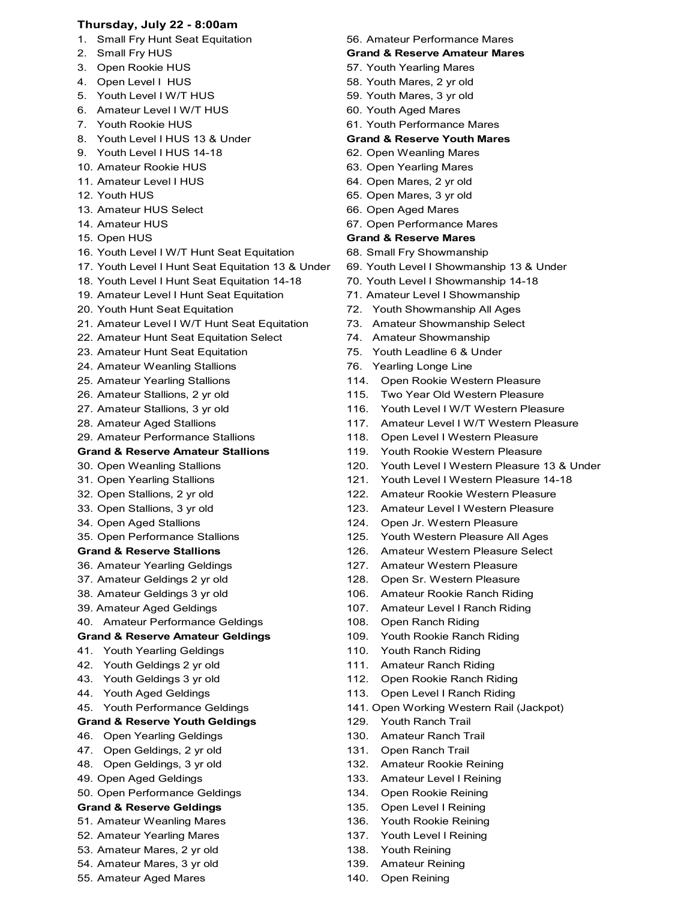**Thursday, July 22 - 8:00am**

1. Small Fry Hunt Seat Equitation
2. Small Fry HUS
3. Open Rookie HUS
4. Open Level I HUS
5. Youth Level I W/T HUS
6. Amateur Level I W/T HUS
7. Youth Rookie HUS
8. Youth Level I HUS 13 & Under
9. Youth Level I HUS 14-18
10. Amateur Rookie HUS
11. Amateur Level I HUS
12. Youth HUS
13. Amateur HUS Select
14. Amateur HUS
15. Open HUS
16. Youth Level I W/T Hunt Seat Equitation
17. Youth Level I Hunt Seat Equitation 13 & Under
18. Youth Level I Hunt Seat Equitation 14-18
19. Amateur Level I Hunt Seat Equitation
20. Youth Hunt Seat Equitation
21. Amateur Level I W/T Hunt Seat Equitation
22. Amateur Hunt Seat Equitation Select
23. Amateur Hunt Seat Equitation
24. Amateur Weanling Stallions
25. Amateur Yearling Stallions
26. Amateur Stallions, 2 yr old
27. Amateur Stallions, 3 yr old
28. Amateur Aged Stallions
29. Amateur Performance Stallions

**Grand & Reserve Amateur Stallions**

30. Open Weanling Stallions
31. Open Yearling Stallions
32. Open Stallions, 2 yr old
33. Open Stallions, 3 yr old
34. Open Aged Stallions
35. Open Performance Stallions

**Grand & Reserve Stallions**

36. Amateur Yearling Geldings
37. Amateur Geldings 2 yr old
38. Amateur Geldings 3 yr old
39. Amateur Aged Geldings
40. Amateur Performance Geldings

**Grand & Reserve Amateur Geldings**

41. Youth Yearling Geldings
42. Youth Geldings 2 yr old
43. Youth Geldings 3 yr old
44. Youth Aged Geldings
45. Youth Performance Geldings

**Grand & Reserve Youth Geldings**

46. Open Yearling Geldings
47. Open Geldings, 2 yr old
48. Open Geldings, 3 yr old
49. Open Aged Geldings
50. Open Performance Geldings

**Grand & Reserve Geldings**

51. Amateur Weanling Mares
52. Amateur Yearling Mares
53. Amateur Mares, 2 yr old
54. Amateur Mares, 3 yr old
55. Amateur Aged Mares
56. Amateur Performance Mares

**Grand & Reserve Amateur Mares**

57. Youth Yearling Mares
58. Youth Mares, 2 yr old
59. Youth Mares, 3 yr old
60. Youth Aged Mares
61. Youth Performance Mares

**Grand & Reserve Youth Mares**

62. Open Weanling Mares
63. Open Yearling Mares
64. Open Mares, 2 yr old
65. Open Mares, 3 yr old
66. Open Aged Mares
67. Open Performance Mares

**Grand & Reserve Mares**

68. Small Fry Showmanship
69. Youth Level I Showmanship 13 & Under
70. Youth Level I Showmanship 14-18
71. Amateur Level I Showmanship
72. Youth Showmanship All Ages
73. Amateur Showmanship Select
74. Amateur Showmanship
75. Youth Leadline 6 & Under
76. Yearling Longe Line

114. Open Rookie Western Pleasure
115. Two Year Old Western Pleasure
116. Youth Level I W/T Western Pleasure
117. Amateur Level I W/T Western Pleasure
118. Open Level I Western Pleasure
119. Youth Rookie Western Pleasure
120. Youth Level I Western Pleasure 13 & Under
121. Youth Level I Western Pleasure 14-18
122. Amateur Rookie Western Pleasure
123. Amateur Level I Western Pleasure
124. Open Jr. Western Pleasure
125. Youth Western Pleasure All Ages
126. Amateur Western Pleasure Select
127. Amateur Western Pleasure
128. Open Sr. Western Pleasure

106. Amateur Rookie Ranch Riding
107. Amateur Level I Ranch Riding
108. Open Ranch Riding
109. Youth Rookie Ranch Riding
110. Youth Ranch Riding
111. Amateur Ranch Riding
112. Open Rookie Ranch Riding
113. Open Level I Ranch Riding

141. Open Working Western Rail (Jackpot)

129. Youth Ranch Trail
130. Amateur Ranch Trail
131. Open Ranch Trail
132. Amateur Rookie Reining
133. Amateur Level I Reining
134. Open Rookie Reining
135. Open Level I Reining
136. Youth Rookie Reining
137. Youth Level I Reining
138. Youth Reining
139. Amateur Reining
140. Open Reining